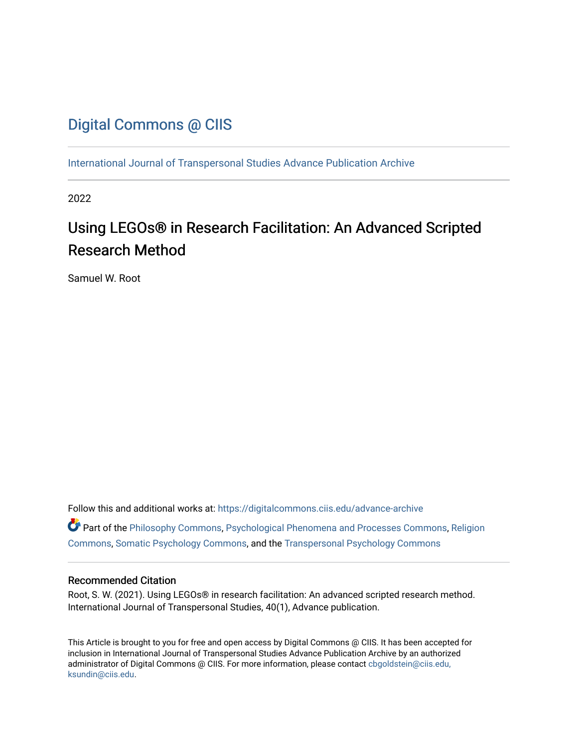Digital Commons @ CIIS

International Journal of Transpersonal Studies Advance Publication Archive

2022

# Using LEGOs® in Research Facilitation: An Advanced Scripted Research Method

Samuel W. Root

Follow this and additional works at: https://digitalcommons.ciis.edu/advance-archive

Part of the Philosophy Commons, Psychological Phenomena and Processes Commons, Religion Commons, Somatic Psychology Commons, and the Transpersonal Psychology Commons

### Recommended Citation

Root, S. W. (2021). Using LEGOs® in research facilitation: An advanced scripted research method. International Journal of Transpersonal Studies, 40(1), Advance publication.

This Article is brought to you for free and open access by Digital Commons @ CIIS. It has been accepted for inclusion in International Journal of Transpersonal Studies Advance Publication Archive by an authorized administrator of Digital Commons @ CIIS. For more information, please contact cbgoldstein@ciis.edu, ksundin@ciis.edu.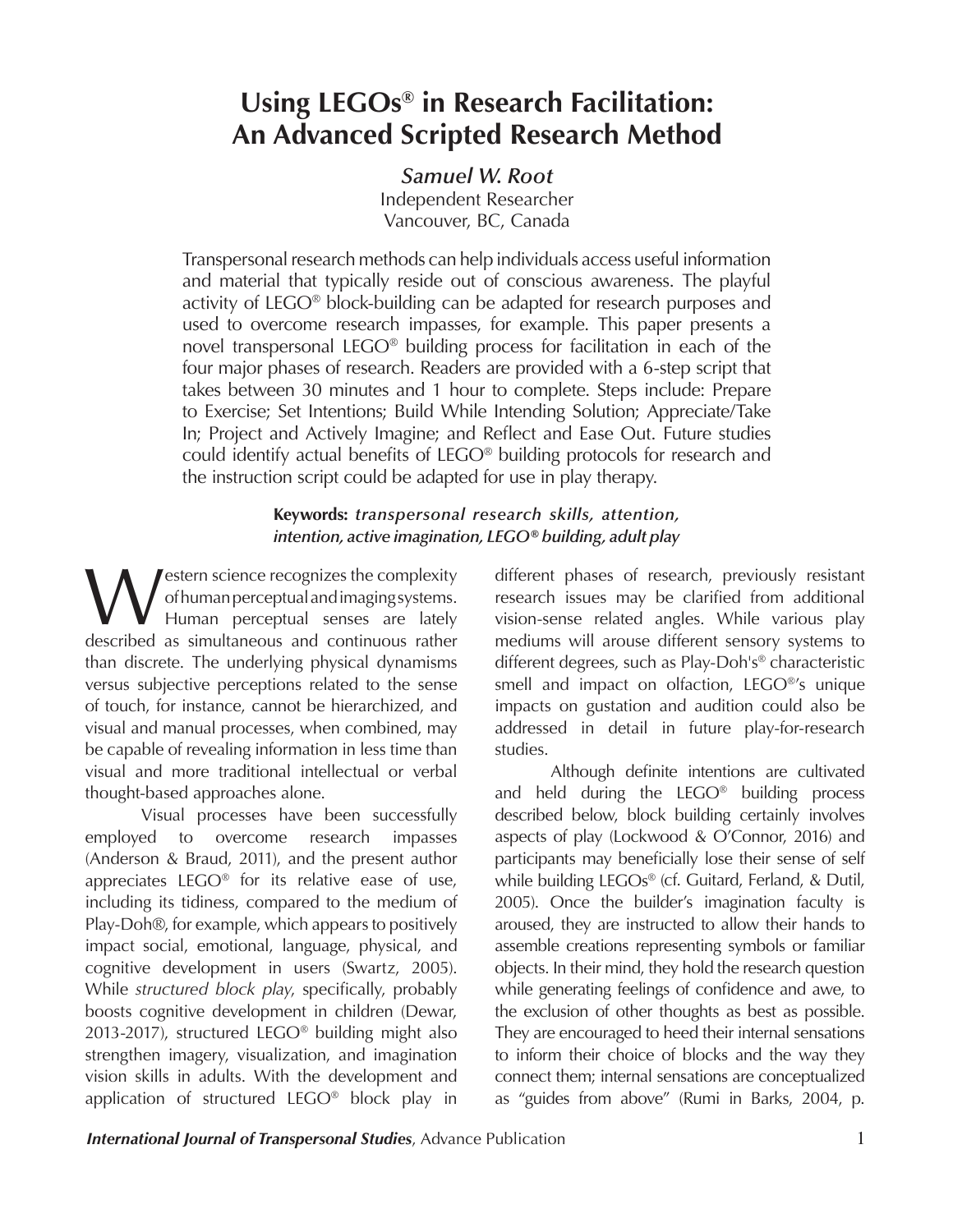# Using LEGOs® in Research Facilitation: An Advanced Scripted Research Method

***Samuel W. Root***
Independent Researcher
Vancouver, BC, Canada

Transpersonal research methods can help individuals access useful information and material that typically reside out of conscious awareness. The playful activity of LEGO® block-building can be adapted for research purposes and used to overcome research impasses, for example. This paper presents a novel transpersonal LEGO® building process for facilitation in each of the four major phases of research. Readers are provided with a 6-step script that takes between 30 minutes and 1 hour to complete. Steps include: Prepare to Exercise; Set Intentions; Build While Intending Solution; Appreciate/Take In; Project and Actively Imagine; and Reflect and Ease Out. Future studies could identify actual benefits of LEGO® building protocols for research and the instruction script could be adapted for use in play therapy.

**Keywords:** *transpersonal research skills, attention, intention, active imagination, LEGO® building, adult play*

Western science recognizes the complexity of human perceptual and imaging systems. Human perceptual senses are lately described as simultaneous and continuous rather than discrete. The underlying physical dynamisms versus subjective perceptions related to the sense of touch, for instance, cannot be hierarchized, and visual and manual processes, when combined, may be capable of revealing information in less time than visual and more traditional intellectual or verbal thought-based approaches alone.

Visual processes have been successfully employed to overcome research impasses (Anderson & Braud, 2011), and the present author appreciates LEGO® for its relative ease of use, including its tidiness, compared to the medium of Play-Doh®, for example, which appears to positively impact social, emotional, language, physical, and cognitive development in users (Swartz, 2005). While *structured block play*, specifically, probably boosts cognitive development in children (Dewar, 2013-2017), structured LEGO® building might also strengthen imagery, visualization, and imagination vision skills in adults. With the development and application of structured LEGO® block play in different phases of research, previously resistant research issues may be clarified from additional vision-sense related angles. While various play mediums will arouse different sensory systems to different degrees, such as Play-Doh's® characteristic smell and impact on olfaction, LEGO®'s unique impacts on gustation and audition could also be addressed in detail in future play-for-research studies.

Although definite intentions are cultivated and held during the LEGO® building process described below, block building certainly involves aspects of play (Lockwood & O'Connor, 2016) and participants may beneficially lose their sense of self while building LEGOs® (cf. Guitard, Ferland, & Dutil, 2005). Once the builder's imagination faculty is aroused, they are instructed to allow their hands to assemble creations representing symbols or familiar objects. In their mind, they hold the research question while generating feelings of confidence and awe, to the exclusion of other thoughts as best as possible. They are encouraged to heed their internal sensations to inform their choice of blocks and the way they connect them; internal sensations are conceptualized as "guides from above" (Rumi in Barks, 2004, p.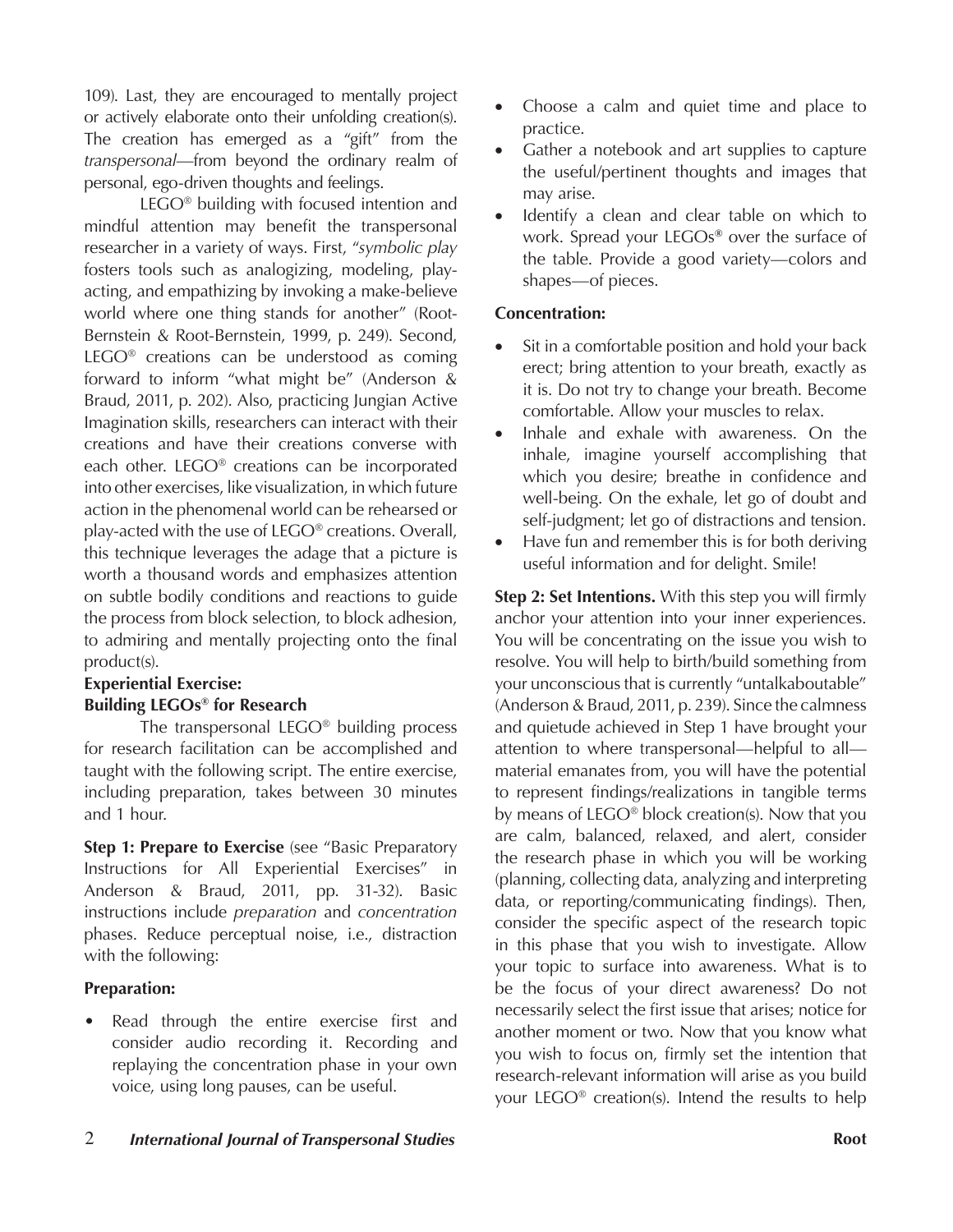109). Last, they are encouraged to mentally project or actively elaborate onto their unfolding creation(s). The creation has emerged as a "gift" from the *transpersonal*—from beyond the ordinary realm of personal, ego-driven thoughts and feelings.

LEGO® building with focused intention and mindful attention may benefit the transpersonal researcher in a variety of ways. First, "*symbolic play* fosters tools such as analogizing, modeling, play-acting, and empathizing by invoking a make-believe world where one thing stands for another" (Root-Bernstein & Root-Bernstein, 1999, p. 249). Second, LEGO® creations can be understood as coming forward to inform "what might be" (Anderson & Braud, 2011, p. 202). Also, practicing Jungian Active Imagination skills, researchers can interact with their creations and have their creations converse with each other. LEGO® creations can be incorporated into other exercises, like visualization, in which future action in the phenomenal world can be rehearsed or play-acted with the use of LEGO® creations. Overall, this technique leverages the adage that a picture is worth a thousand words and emphasizes attention on subtle bodily conditions and reactions to guide the process from block selection, to block adhesion, to admiring and mentally projecting onto the final product(s).

**Experiential Exercise:**
**Building LEGOs® for Research**

The transpersonal LEGO® building process for research facilitation can be accomplished and taught with the following script. The entire exercise, including preparation, takes between 30 minutes and 1 hour.

**Step 1: Prepare to Exercise** (see "Basic Preparatory Instructions for All Experiential Exercises" in Anderson & Braud, 2011, pp. 31-32). Basic instructions include *preparation* and *concentration* phases. Reduce perceptual noise, i.e., distraction with the following:

**Preparation:**

- Read through the entire exercise first and consider audio recording it. Recording and replaying the concentration phase in your own voice, using long pauses, can be useful.
- Choose a calm and quiet time and place to practice.
- Gather a notebook and art supplies to capture the useful/pertinent thoughts and images that may arise.
- Identify a clean and clear table on which to work. Spread your LEGOs® over the surface of the table. Provide a good variety—colors and shapes—of pieces.

**Concentration:**

- Sit in a comfortable position and hold your back erect; bring attention to your breath, exactly as it is. Do not try to change your breath. Become comfortable. Allow your muscles to relax.
- Inhale and exhale with awareness. On the inhale, imagine yourself accomplishing that which you desire; breathe in confidence and well-being. On the exhale, let go of doubt and self-judgment; let go of distractions and tension.
- Have fun and remember this is for both deriving useful information and for delight. Smile!

**Step 2: Set Intentions.** With this step you will firmly anchor your attention into your inner experiences. You will be concentrating on the issue you wish to resolve. You will help to birth/build something from your unconscious that is currently "untalkaboutable" (Anderson & Braud, 2011, p. 239). Since the calmness and quietude achieved in Step 1 have brought your attention to where transpersonal—helpful to all—material emanates from, you will have the potential to represent findings/realizations in tangible terms by means of LEGO® block creation(s). Now that you are calm, balanced, relaxed, and alert, consider the research phase in which you will be working (planning, collecting data, analyzing and interpreting data, or reporting/communicating findings). Then, consider the specific aspect of the research topic in this phase that you wish to investigate. Allow your topic to surface into awareness. What is to be the focus of your direct awareness? Do not necessarily select the first issue that arises; notice for another moment or two. Now that you know what you wish to focus on, firmly set the intention that research-relevant information will arise as you build your LEGO® creation(s). Intend the results to help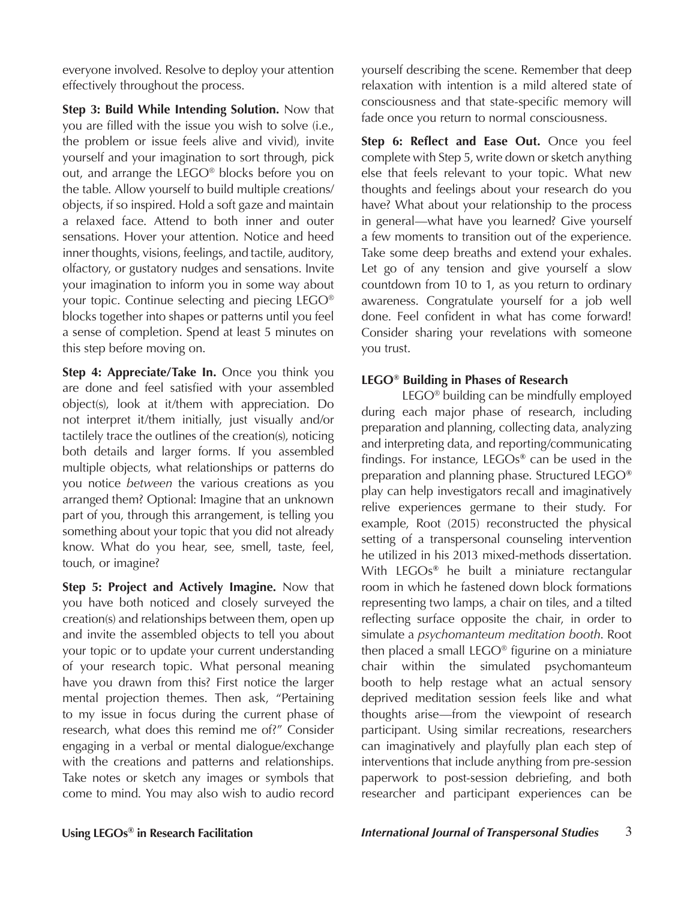everyone involved. Resolve to deploy your attention effectively throughout the process.

**Step 3: Build While Intending Solution.** Now that you are filled with the issue you wish to solve (i.e., the problem or issue feels alive and vivid), invite yourself and your imagination to sort through, pick out, and arrange the LEGO® blocks before you on the table. Allow yourself to build multiple creations/objects, if so inspired. Hold a soft gaze and maintain a relaxed face. Attend to both inner and outer sensations. Hover your attention. Notice and heed inner thoughts, visions, feelings, and tactile, auditory, olfactory, or gustatory nudges and sensations. Invite your imagination to inform you in some way about your topic. Continue selecting and piecing LEGO® blocks together into shapes or patterns until you feel a sense of completion. Spend at least 5 minutes on this step before moving on.

**Step 4: Appreciate/Take In.** Once you think you are done and feel satisfied with your assembled object(s), look at it/them with appreciation. Do not interpret it/them initially, just visually and/or tactilely trace the outlines of the creation(s), noticing both details and larger forms. If you assembled multiple objects, what relationships or patterns do you notice *between* the various creations as you arranged them? Optional: Imagine that an unknown part of you, through this arrangement, is telling you something about your topic that you did not already know. What do you hear, see, smell, taste, feel, touch, or imagine?

**Step 5: Project and Actively Imagine.** Now that you have both noticed and closely surveyed the creation(s) and relationships between them, open up and invite the assembled objects to tell you about your topic or to update your current understanding of your research topic. What personal meaning have you drawn from this? First notice the larger mental projection themes. Then ask, "Pertaining to my issue in focus during the current phase of research, what does this remind me of?" Consider engaging in a verbal or mental dialogue/exchange with the creations and patterns and relationships. Take notes or sketch any images or symbols that come to mind. You may also wish to audio record yourself describing the scene. Remember that deep relaxation with intention is a mild altered state of consciousness and that state-specific memory will fade once you return to normal consciousness.

**Step 6: Reflect and Ease Out.** Once you feel complete with Step 5, write down or sketch anything else that feels relevant to your topic. What new thoughts and feelings about your research do you have? What about your relationship to the process in general—what have you learned? Give yourself a few moments to transition out of the experience. Take some deep breaths and extend your exhales. Let go of any tension and give yourself a slow countdown from 10 to 1, as you return to ordinary awareness. Congratulate yourself for a job well done. Feel confident in what has come forward! Consider sharing your revelations with someone you trust.

### LEGO® Building in Phases of Research

LEGO® building can be mindfully employed during each major phase of research, including preparation and planning, collecting data, analyzing and interpreting data, and reporting/communicating findings. For instance, LEGOs® can be used in the preparation and planning phase. Structured LEGO® play can help investigators recall and imaginatively relive experiences germane to their study. For example, Root (2015) reconstructed the physical setting of a transpersonal counseling intervention he utilized in his 2013 mixed-methods dissertation. With LEGOs® he built a miniature rectangular room in which he fastened down block formations representing two lamps, a chair on tiles, and a tilted reflecting surface opposite the chair, in order to simulate a *psychomanteum meditation booth*. Root then placed a small LEGO® figurine on a miniature chair within the simulated psychomanteum booth to help restage what an actual sensory deprived meditation session feels like and what thoughts arise—from the viewpoint of research participant. Using similar recreations, researchers can imaginatively and playfully plan each step of interventions that include anything from pre-session paperwork to post-session debriefing, and both researcher and participant experiences can be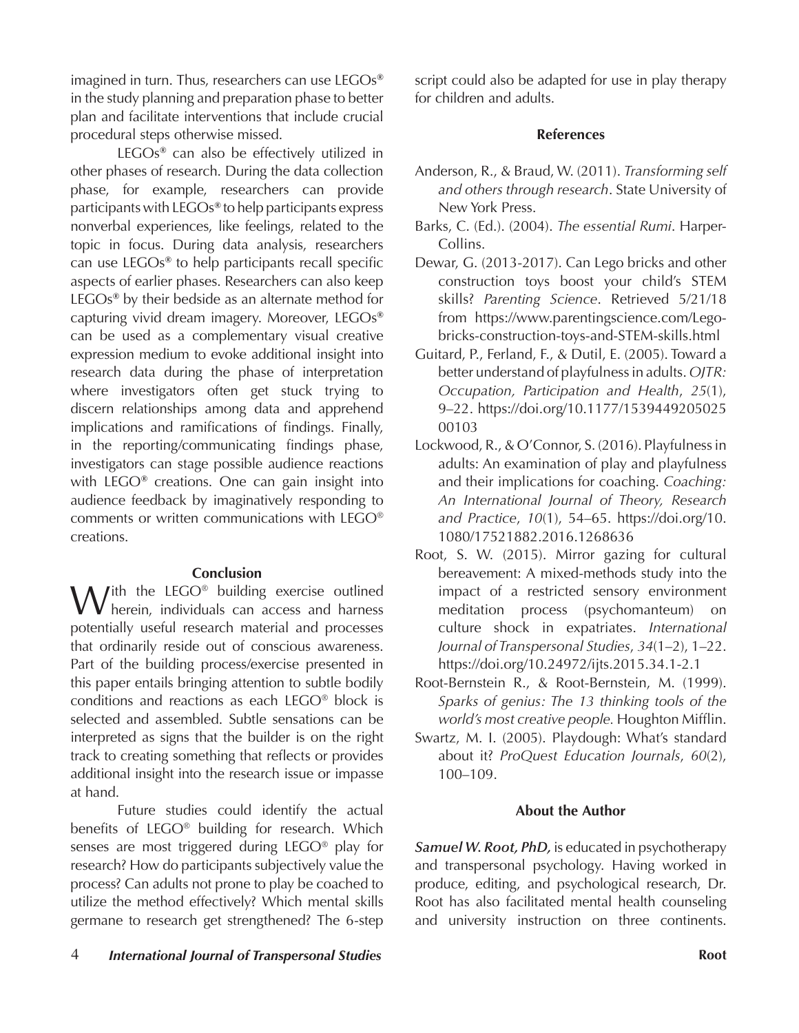imagined in turn. Thus, researchers can use LEGOs® in the study planning and preparation phase to better plan and facilitate interventions that include crucial procedural steps otherwise missed.

LEGOs® can also be effectively utilized in other phases of research. During the data collection phase, for example, researchers can provide participants with LEGOs® to help participants express nonverbal experiences, like feelings, related to the topic in focus. During data analysis, researchers can use LEGOs® to help participants recall specific aspects of earlier phases. Researchers can also keep LEGOs® by their bedside as an alternate method for capturing vivid dream imagery. Moreover, LEGOs® can be used as a complementary visual creative expression medium to evoke additional insight into research data during the phase of interpretation where investigators often get stuck trying to discern relationships among data and apprehend implications and ramifications of findings. Finally, in the reporting/communicating findings phase, investigators can stage possible audience reactions with LEGO® creations. One can gain insight into audience feedback by imaginatively responding to comments or written communications with LEGO® creations.

## Conclusion

With the LEGO® building exercise outlined herein, individuals can access and harness potentially useful research material and processes that ordinarily reside out of conscious awareness. Part of the building process/exercise presented in this paper entails bringing attention to subtle bodily conditions and reactions as each LEGO® block is selected and assembled. Subtle sensations can be interpreted as signs that the builder is on the right track to creating something that reflects or provides additional insight into the research issue or impasse at hand.

Future studies could identify the actual benefits of LEGO® building for research. Which senses are most triggered during LEGO® play for research? How do participants subjectively value the process? Can adults not prone to play be coached to utilize the method effectively? Which mental skills germane to research get strengthened? The 6-step script could also be adapted for use in play therapy for children and adults.

## References

Anderson, R., & Braud, W. (2011). *Transforming self and others through research*. State University of New York Press.

Barks, C. (Ed.). (2004). *The essential Rumi*. Harper-Collins.

Dewar, G. (2013-2017). Can Lego bricks and other construction toys boost your child's STEM skills? *Parenting Science*. Retrieved 5/21/18 from https://www.parentingscience.com/Lego-bricks-construction-toys-and-STEM-skills.html

Guitard, P., Ferland, F., & Dutil, E. (2005). Toward a better understand of playfulness in adults. *OJTR: Occupation, Participation and Health*, *25*(1), 9–22. https://doi.org/10.1177/153944920502500103

Lockwood, R., & O'Connor, S. (2016). Playfulness in adults: An examination of play and playfulness and their implications for coaching. *Coaching: An International Journal of Theory, Research and Practice*, *10*(1), 54–65. https://doi.org/10.1080/17521882.2016.1268636

Root, S. W. (2015). Mirror gazing for cultural bereavement: A mixed-methods study into the impact of a restricted sensory environment meditation process (psychomanteum) on culture shock in expatriates. *International Journal of Transpersonal Studies*, *34*(1–2), 1–22. https://doi.org/10.24972/ijts.2015.34.1-2.1

Root-Bernstein R., & Root-Bernstein, M. (1999). *Sparks of genius: The 13 thinking tools of the world's most creative people.* Houghton Mifflin.

Swartz, M. I. (2005). Playdough: What's standard about it? *ProQuest Education Journals*, *60*(2), 100–109.

## About the Author

***Samuel W. Root, PhD,*** is educated in psychotherapy and transpersonal psychology. Having worked in produce, editing, and psychological research, Dr. Root has also facilitated mental health counseling and university instruction on three continents.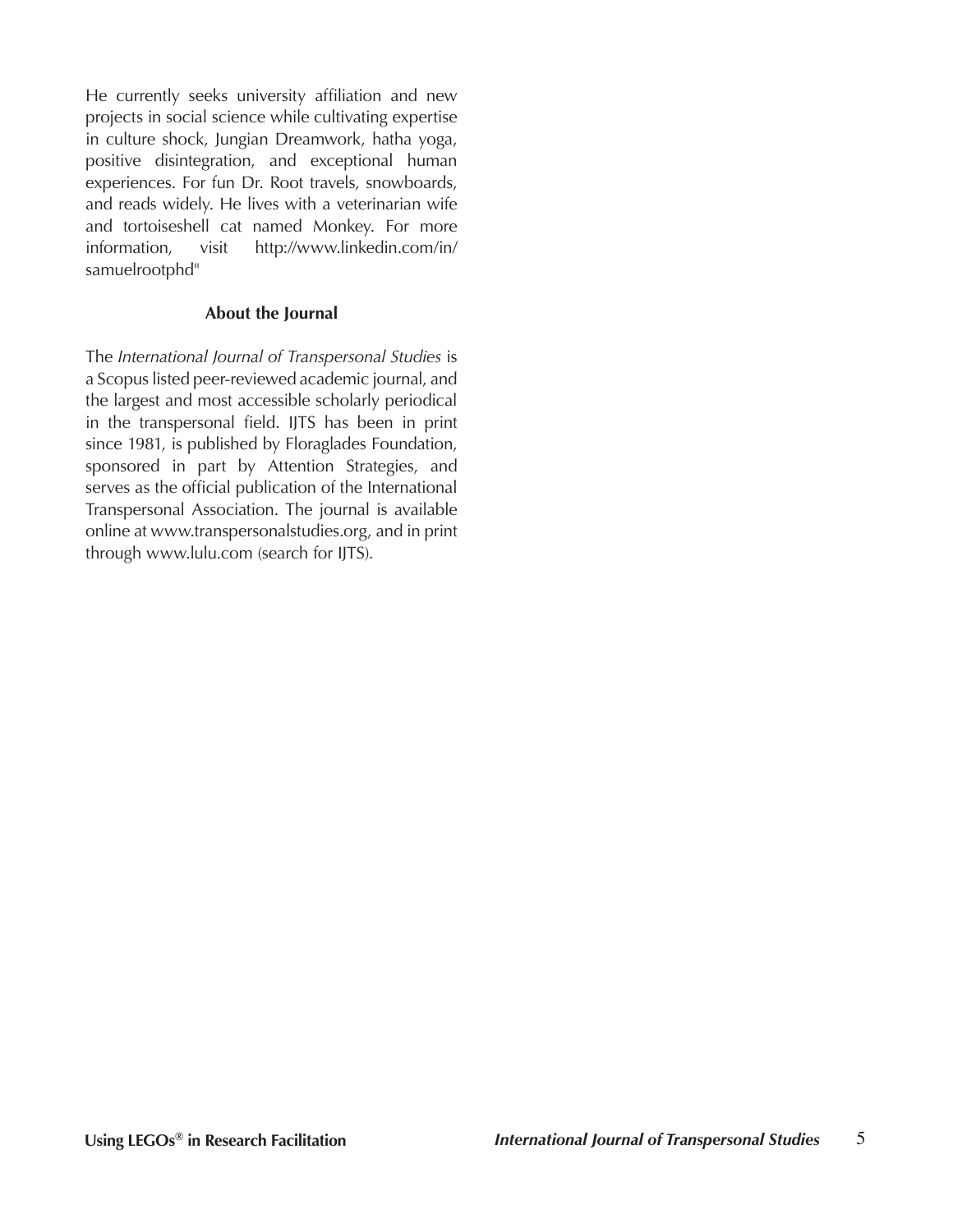He currently seeks university affiliation and new projects in social science while cultivating expertise in culture shock, Jungian Dreamwork, hatha yoga, positive disintegration, and exceptional human experiences. For fun Dr. Root travels, snowboards, and reads widely. He lives with a veterinarian wife and tortoiseshell cat named Monkey. For more information, visit http://www.linkedin.com/in/samuelrootphd"

**About the Journal**

The *International Journal of Transpersonal Studies* is a Scopus listed peer-reviewed academic journal, and the largest and most accessible scholarly periodical in the transpersonal field. IJTS has been in print since 1981, is published by Floraglades Foundation, sponsored in part by Attention Strategies, and serves as the official publication of the International Transpersonal Association. The journal is available online at www.transpersonalstudies.org, and in print through www.lulu.com (search for IJTS).